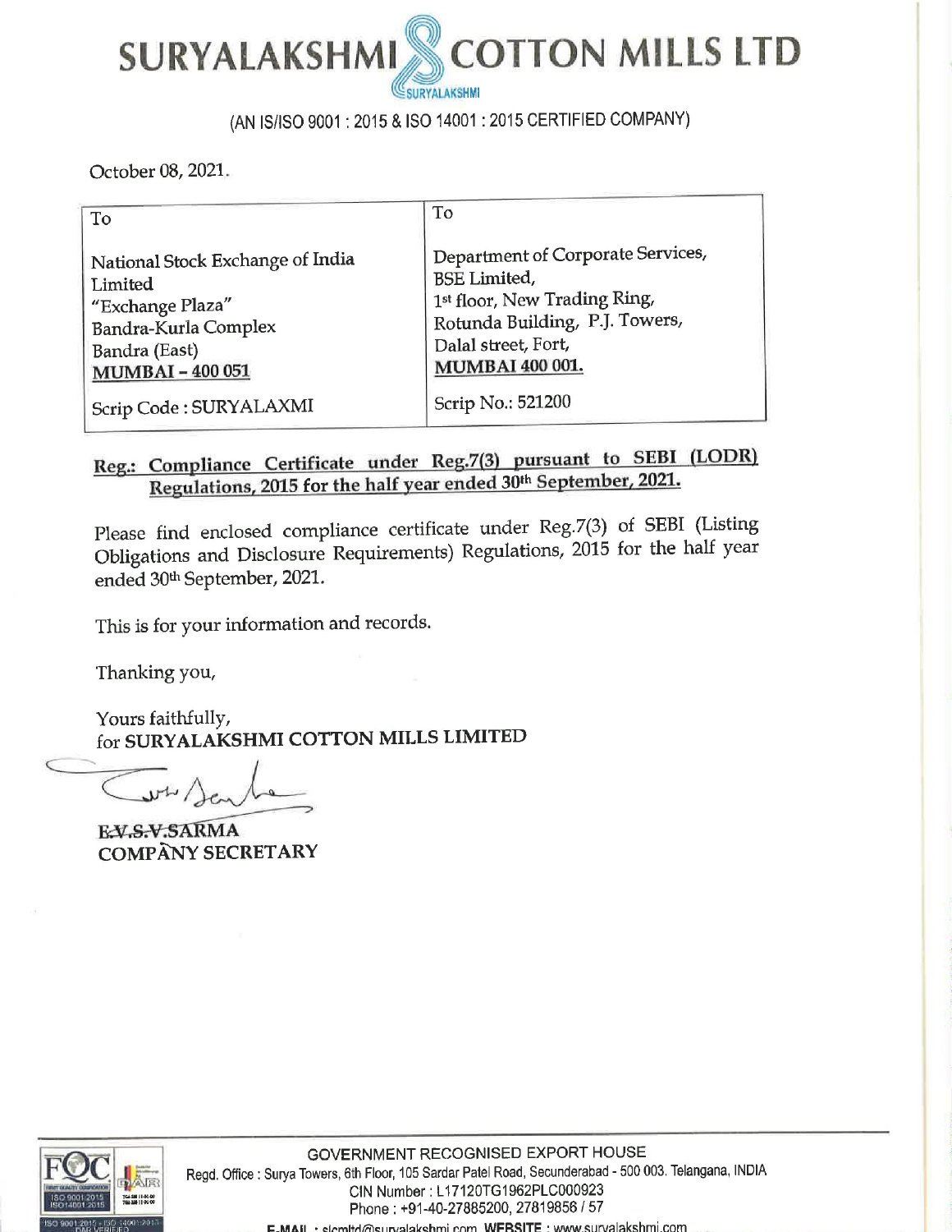# SURYALAKSHMI COTTON MILLS LTD

(AN IS/ISO 9001 : 2015 & ISO 14001 : 2015 CERTIFIED COMPANY)

October 08, 2021.

| To | To |
|---|---|
| National Stock Exchange of India Limited<br>"Exchange Plaza"<br>Bandra-Kurla Complex<br>Bandra (East)<br>**MUMBAI – 400 051** | Department of Corporate Services,<br>BSE Limited,<br>1st floor, New Trading Ring,<br>Rotunda Building, P.J. Towers,<br>Dalal street, Fort,<br>**MUMBAI 400 001.** |
| Scrip Code : SURYALAXMI | Scrip No.: 521200 |

**Reg.: Compliance Certificate under Reg.7(3) pursuant to SEBI (LODR) Regulations, 2015 for the half year ended 30th September, 2021.**

Please find enclosed compliance certificate under Reg.7(3) of SEBI (Listing Obligations and Disclosure Requirements) Regulations, 2015 for the half year ended 30th September, 2021.

This is for your information and records.

Thanking you,

Yours faithfully,
for **SURYALAKSHMI COTTON MILLS LIMITED**

**E.V.S.V.SARMA**
**COMPANY SECRETARY**

GOVERNMENT RECOGNISED EXPORT HOUSE
Regd. Office : Surya Towers, 6th Floor, 105 Sardar Patel Road, Secunderabad - 500 003. Telangana, INDIA
CIN Number : L17120TG1962PLC000923
Phone : +91-40-27885200, 27819856 / 57
E-MAIL : slcmltd@suryalakshmi.com WEBSITE : www.suryalakshmi.com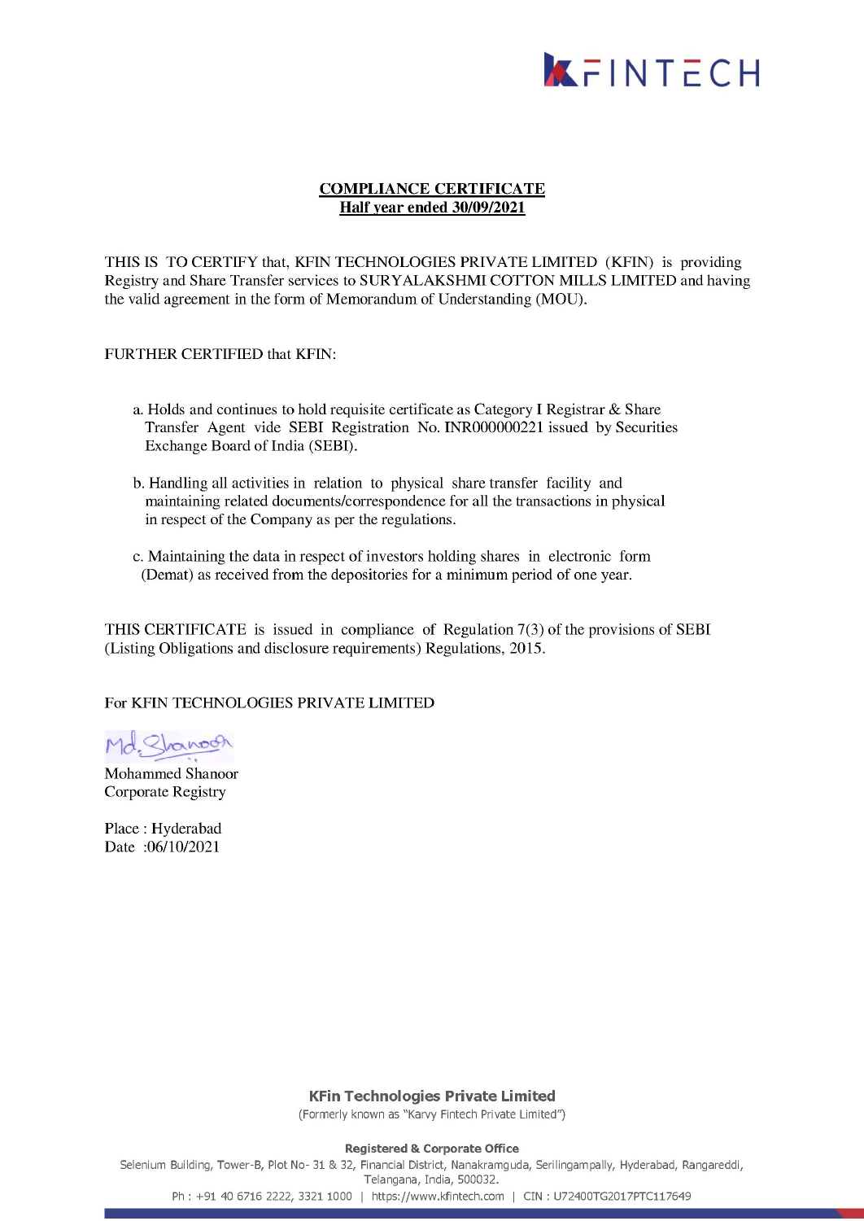# COMPLIANCE CERTIFICATE
## Half year ended 30/09/2021

THIS IS TO CERTIFY that, KFIN TECHNOLOGIES PRIVATE LIMITED (KFIN) is providing Registry and Share Transfer services to SURYALAKSHMI COTTON MILLS LIMITED and having the valid agreement in the form of Memorandum of Understanding (MOU).

FURTHER CERTIFIED that KFIN:

a. Holds and continues to hold requisite certificate as Category I Registrar & Share Transfer Agent vide SEBI Registration No. INR000000221 issued by Securities Exchange Board of India (SEBI).

b. Handling all activities in relation to physical share transfer facility and maintaining related documents/correspondence for all the transactions in physical in respect of the Company as per the regulations.

c. Maintaining the data in respect of investors holding shares in electronic form (Demat) as received from the depositories for a minimum period of one year.

THIS CERTIFICATE is issued in compliance of Regulation 7(3) of the provisions of SEBI (Listing Obligations and disclosure requirements) Regulations, 2015.

For KFIN TECHNOLOGIES PRIVATE LIMITED

Mohammed Shanoor
Corporate Registry

Place : Hyderabad
Date :06/10/2021

**KFin Technologies Private Limited**
(Formerly known as "Karvy Fintech Private Limited")

**Registered & Corporate Office**
Selenium Building, Tower-B, Plot No- 31 & 32, Financial District, Nanakramguda, Serilingampally, Hyderabad, Rangareddi, Telangana, India, 500032.
Ph : +91 40 6716 2222, 3321 1000 | https://www.kfintech.com | CIN : U72400TG2017PTC117649